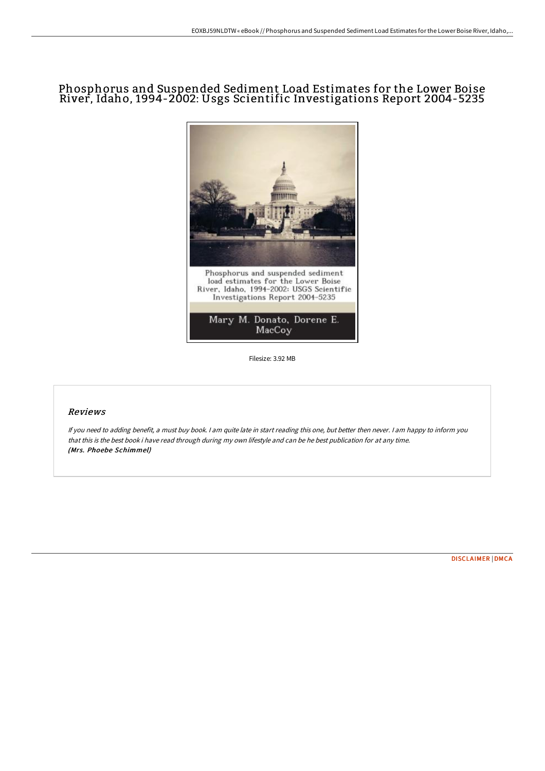# Phosphorus and Suspended Sediment Load Estimates for the Lower Boise River, Idaho, 1994-2002: Usgs Scientific Investigations Report 2004-5235

Filesize: 3.92 MB

## Reviews

*If you need to adding benefit, a must buy book. I am quite late in start reading this one, but better then never. I am happy to inform you that this is the best book i have read through during my own lifestyle and can be he best publication for at any time.*
***(Mrs. Phoebe Schimmel)***

[DISCLAIMER](#) | [DMCA](#)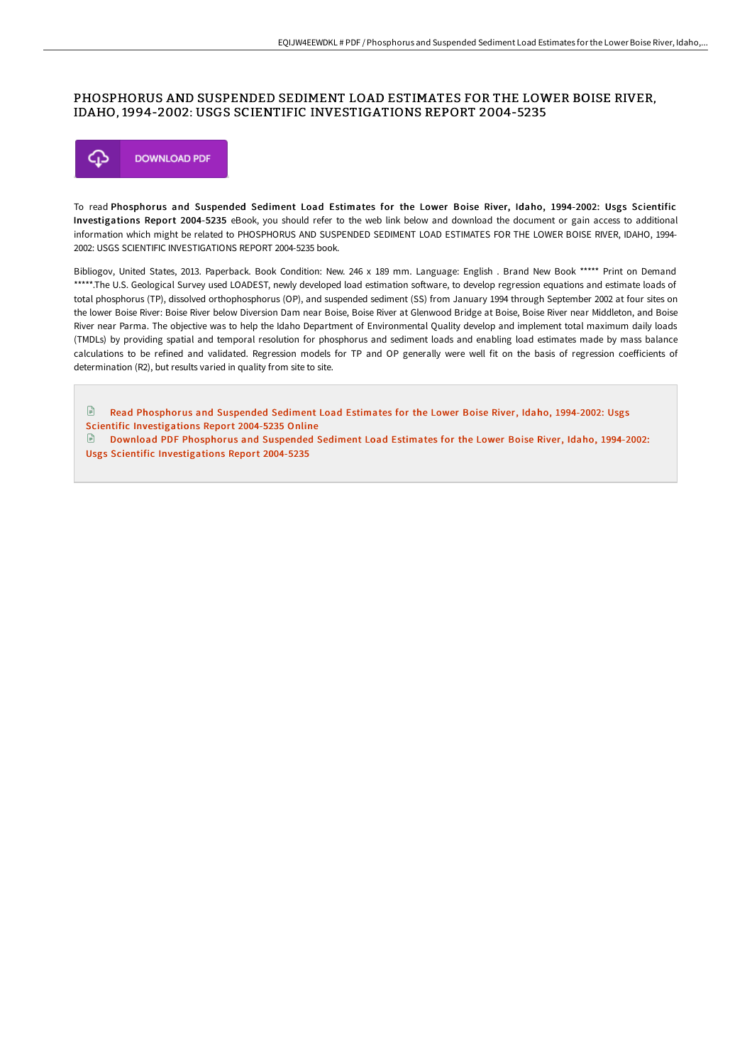# PHOSPHORUS AND SUSPENDED SEDIMENT LOAD ESTIMATES FOR THE LOWER BOISE RIVER, IDAHO, 1994-2002: USGS SCIENTIFIC INVESTIGATIONS REPORT 2004-5235

DOWNLOAD PDF

To read **Phosphorus and Suspended Sediment Load Estimates for the Lower Boise River, Idaho, 1994-2002: Usgs Scientific Investigations Report 2004-5235** eBook, you should refer to the web link below and download the document or gain access to additional information which might be related to PHOSPHORUS AND SUSPENDED SEDIMENT LOAD ESTIMATES FOR THE LOWER BOISE RIVER, IDAHO, 1994-2002: USGS SCIENTIFIC INVESTIGATIONS REPORT 2004-5235 book.

Bibliogov, United States, 2013. Paperback. Book Condition: New. 246 x 189 mm. Language: English . Brand New Book ***** Print on Demand *****.The U.S. Geological Survey used LOADEST, newly developed load estimation software, to develop regression equations and estimate loads of total phosphorus (TP), dissolved orthophosphorus (OP), and suspended sediment (SS) from January 1994 through September 2002 at four sites on the lower Boise River: Boise River below Diversion Dam near Boise, Boise River at Glenwood Bridge at Boise, Boise River near Middleton, and Boise River near Parma. The objective was to help the Idaho Department of Environmental Quality develop and implement total maximum daily loads (TMDLs) by providing spatial and temporal resolution for phosphorus and sediment loads and enabling load estimates made by mass balance calculations to be refined and validated. Regression models for TP and OP generally were well fit on the basis of regression coefficients of determination (R2), but results varied in quality from site to site.

Read Phosphorus and Suspended Sediment Load Estimates for the Lower Boise River, Idaho, 1994-2002: Usgs Scientific Investigations Report 2004-5235 Online

Download PDF Phosphorus and Suspended Sediment Load Estimates for the Lower Boise River, Idaho, 1994-2002: Usgs Scientific Investigations Report 2004-5235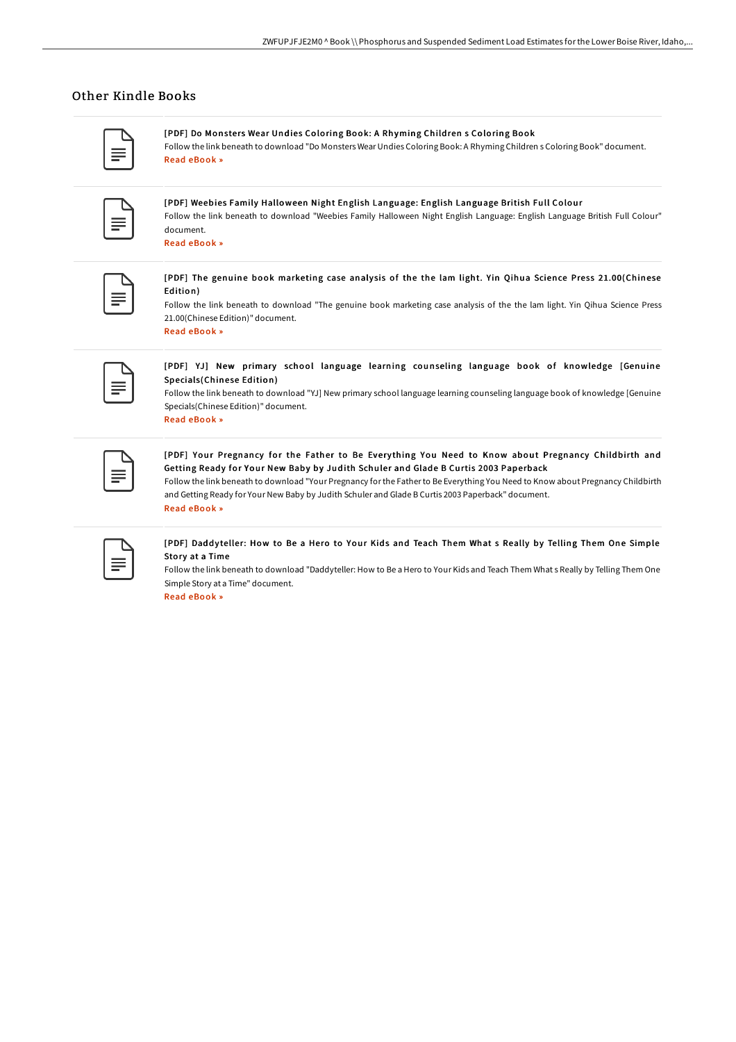## Other Kindle Books

[PDF] Do Monsters Wear Undies Coloring Book: A Rhyming Children s Coloring Book

Follow the link beneath to download "Do Monsters Wear Undies Coloring Book: A Rhyming Children s Coloring Book" document.

Read eBook »

[PDF] Weebies Family Halloween Night English Language: English Language British Full Colour

Follow the link beneath to download "Weebies Family Halloween Night English Language: English Language British Full Colour" document.

Read eBook »

[PDF] The genuine book marketing case analysis of the the lam light. Yin Qihua Science Press 21.00(Chinese Edition)

Follow the link beneath to download "The genuine book marketing case analysis of the the lam light. Yin Qihua Science Press 21.00(Chinese Edition)" document.

Read eBook »

[PDF] YJ] New primary school language learning counseling language book of knowledge [Genuine Specials(Chinese Edition)

Follow the link beneath to download "YJ] New primary school language learning counseling language book of knowledge [Genuine Specials(Chinese Edition)" document.

Read eBook »

[PDF] Your Pregnancy for the Father to Be Everything You Need to Know about Pregnancy Childbirth and Getting Ready for Your New Baby by Judith Schuler and Glade B Curtis 2003 Paperback

Follow the link beneath to download "Your Pregnancy for the Father to Be Everything You Need to Know about Pregnancy Childbirth and Getting Ready for Your New Baby by Judith Schuler and Glade B Curtis 2003 Paperback" document.

Read eBook »

[PDF] Daddyteller: How to Be a Hero to Your Kids and Teach Them What s Really by Telling Them One Simple Story at a Time

Follow the link beneath to download "Daddyteller: How to Be a Hero to Your Kids and Teach Them What s Really by Telling Them One Simple Story at a Time" document.

Read eBook »